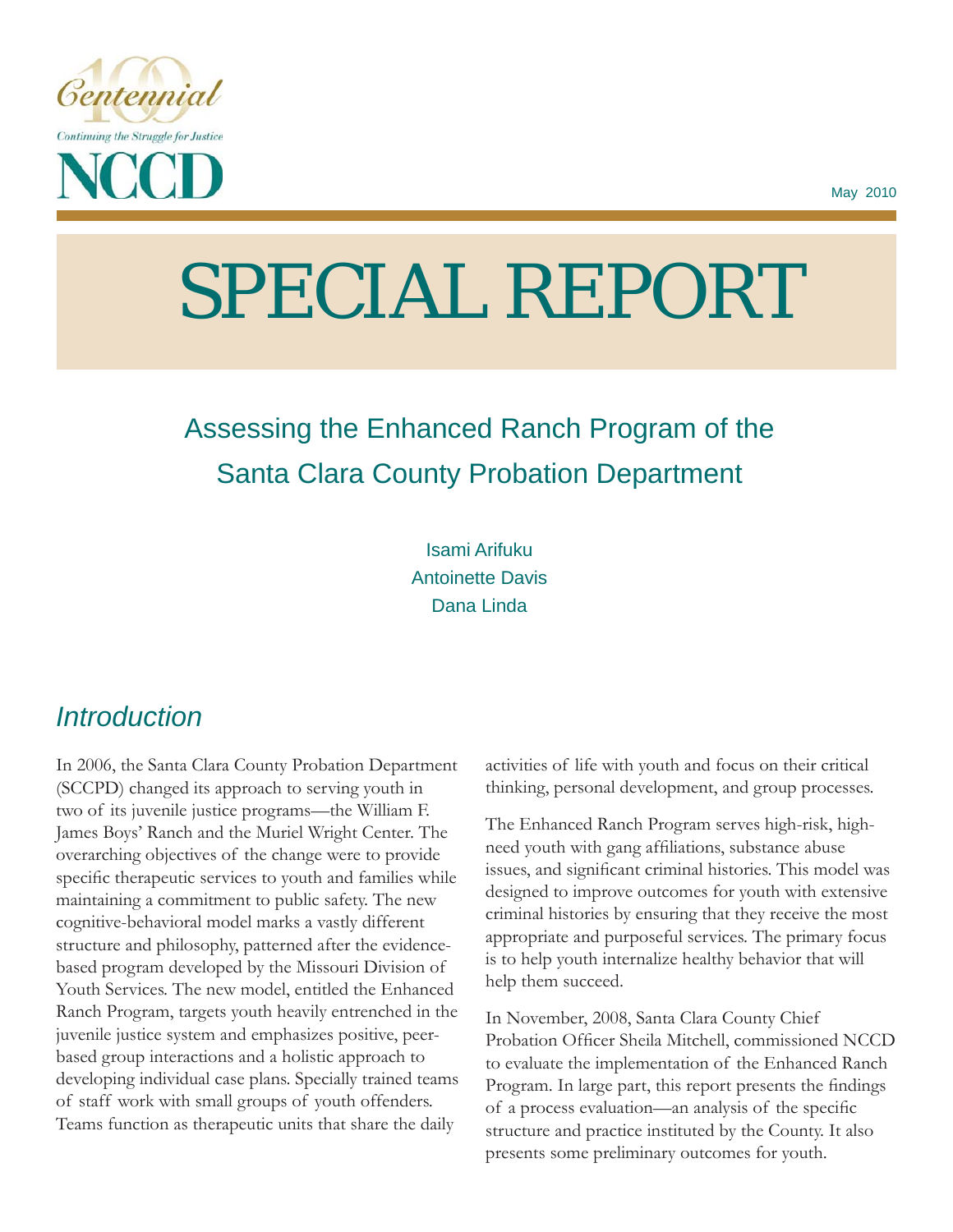Centennial

Continuing the Struggle for Justice

NCCD

May 2010

# SPECIAL REPORT

## Assessing the Enhanced Ranch Program of the Santa Clara County Probation Department

Isami Arifuku
Antoinette Davis
Dana Linda

## *Introduction*

In 2006, the Santa Clara County Probation Department (SCCPD) changed its approach to serving youth in two of its juvenile justice programs—the William F. James Boys' Ranch and the Muriel Wright Center. The overarching objectives of the change were to provide specific therapeutic services to youth and families while maintaining a commitment to public safety. The new cognitive-behavioral model marks a vastly different structure and philosophy, patterned after the evidence-based program developed by the Missouri Division of Youth Services. The new model, entitled the Enhanced Ranch Program, targets youth heavily entrenched in the juvenile justice system and emphasizes positive, peer-based group interactions and a holistic approach to developing individual case plans. Specially trained teams of staff work with small groups of youth offenders. Teams function as therapeutic units that share the daily activities of life with youth and focus on their critical thinking, personal development, and group processes.

The Enhanced Ranch Program serves high-risk, high-need youth with gang affiliations, substance abuse issues, and significant criminal histories. This model was designed to improve outcomes for youth with extensive criminal histories by ensuring that they receive the most appropriate and purposeful services. The primary focus is to help youth internalize healthy behavior that will help them succeed.

In November, 2008, Santa Clara County Chief Probation Officer Sheila Mitchell, commissioned NCCD to evaluate the implementation of the Enhanced Ranch Program. In large part, this report presents the findings of a process evaluation—an analysis of the specific structure and practice instituted by the County. It also presents some preliminary outcomes for youth.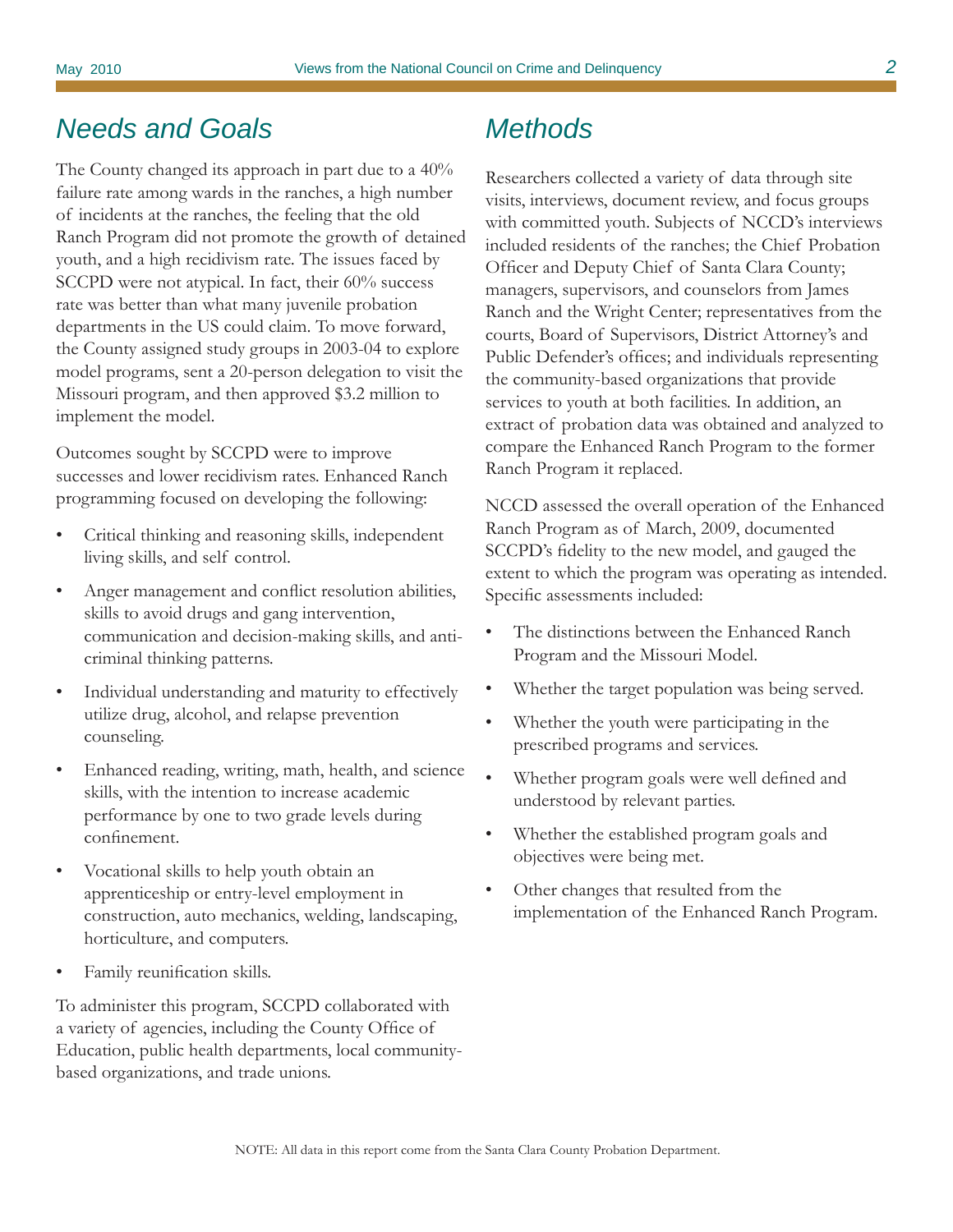## *Needs and Goals*

The County changed its approach in part due to a 40% failure rate among wards in the ranches, a high number of incidents at the ranches, the feeling that the old Ranch Program did not promote the growth of detained youth, and a high recidivism rate. The issues faced by SCCPD were not atypical. In fact, their 60% success rate was better than what many juvenile probation departments in the US could claim. To move forward, the County assigned study groups in 2003-04 to explore model programs, sent a 20-person delegation to visit the Missouri program, and then approved $3.2 million to implement the model.

Outcomes sought by SCCPD were to improve successes and lower recidivism rates. Enhanced Ranch programming focused on developing the following:

- Critical thinking and reasoning skills, independent living skills, and self control.
- Anger management and conflict resolution abilities, skills to avoid drugs and gang intervention, communication and decision-making skills, and anti-criminal thinking patterns.
- Individual understanding and maturity to effectively utilize drug, alcohol, and relapse prevention counseling.
- Enhanced reading, writing, math, health, and science skills, with the intention to increase academic performance by one to two grade levels during confinement.
- Vocational skills to help youth obtain an apprenticeship or entry-level employment in construction, auto mechanics, welding, landscaping, horticulture, and computers.
- Family reunification skills.

To administer this program, SCCPD collaborated with a variety of agencies, including the County Office of Education, public health departments, local community-based organizations, and trade unions.

## *Methods*

Researchers collected a variety of data through site visits, interviews, document review, and focus groups with committed youth. Subjects of NCCD's interviews included residents of the ranches; the Chief Probation Officer and Deputy Chief of Santa Clara County; managers, supervisors, and counselors from James Ranch and the Wright Center; representatives from the courts, Board of Supervisors, District Attorney's and Public Defender's offices; and individuals representing the community-based organizations that provide services to youth at both facilities. In addition, an extract of probation data was obtained and analyzed to compare the Enhanced Ranch Program to the former Ranch Program it replaced.

NCCD assessed the overall operation of the Enhanced Ranch Program as of March, 2009, documented SCCPD's fidelity to the new model, and gauged the extent to which the program was operating as intended. Specific assessments included:

- The distinctions between the Enhanced Ranch Program and the Missouri Model.
- Whether the target population was being served.
- Whether the youth were participating in the prescribed programs and services.
- Whether program goals were well defined and understood by relevant parties.
- Whether the established program goals and objectives were being met.
- Other changes that resulted from the implementation of the Enhanced Ranch Program.

NOTE: All data in this report come from the Santa Clara County Probation Department.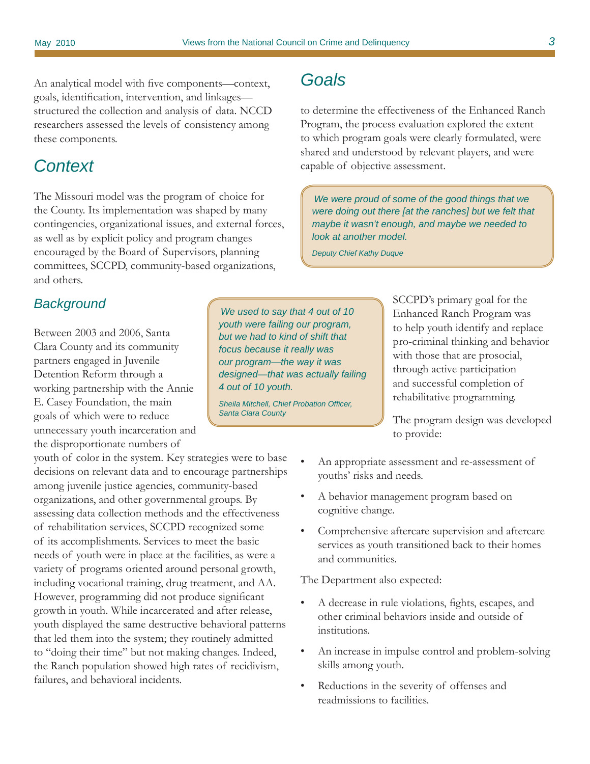An analytical model with five components—context, goals, identification, intervention, and linkages—structured the collection and analysis of data. NCCD researchers assessed the levels of consistency among these components.

## Context

The Missouri model was the program of choice for the County. Its implementation was shaped by many contingencies, organizational issues, and external forces, as well as by explicit policy and program changes encouraged by the Board of Supervisors, planning committees, SCCPD, community-based organizations, and others.

### Background

Between 2003 and 2006, Santa Clara County and its community partners engaged in Juvenile Detention Reform through a working partnership with the Annie E. Casey Foundation, the main goals of which were to reduce unnecessary youth incarceration and the disproportionate numbers of youth of color in the system. Key strategies were to base decisions on relevant data and to encourage partnerships among juvenile justice agencies, community-based organizations, and other governmental groups. By assessing data collection methods and the effectiveness of rehabilitation services, SCCPD recognized some of its accomplishments. Services to meet the basic needs of youth were in place at the facilities, as were a variety of programs oriented around personal growth, including vocational training, drug treatment, and AA. However, programming did not produce significant growth in youth. While incarcerated and after release, youth displayed the same destructive behavioral patterns that led them into the system; they routinely admitted to "doing their time" but not making changes. Indeed, the Ranch population showed high rates of recidivism, failures, and behavioral incidents.

> *We used to say that 4 out of 10 youth were failing our program, but we had to kind of shift that focus because it really was our program—the way it was designed—that was actually failing 4 out of 10 youth.*
>
> *Sheila Mitchell, Chief Probation Officer, Santa Clara County*

## Goals

to determine the effectiveness of the Enhanced Ranch Program, the process evaluation explored the extent to which program goals were clearly formulated, were shared and understood by relevant players, and were capable of objective assessment.

> *We were proud of some of the good things that we were doing out there [at the ranches] but we felt that maybe it wasn't enough, and maybe we needed to look at another model.*
>
> *Deputy Chief Kathy Duque*

SCCPD's primary goal for the Enhanced Ranch Program was to help youth identify and replace pro-criminal thinking and behavior with those that are prosocial, through active participation and successful completion of rehabilitative programming.

The program design was developed to provide:

- An appropriate assessment and re-assessment of youths' risks and needs.
- A behavior management program based on cognitive change.
- Comprehensive aftercare supervision and aftercare services as youth transitioned back to their homes and communities.

The Department also expected:

- A decrease in rule violations, fights, escapes, and other criminal behaviors inside and outside of institutions.
- An increase in impulse control and problem-solving skills among youth.
- Reductions in the severity of offenses and readmissions to facilities.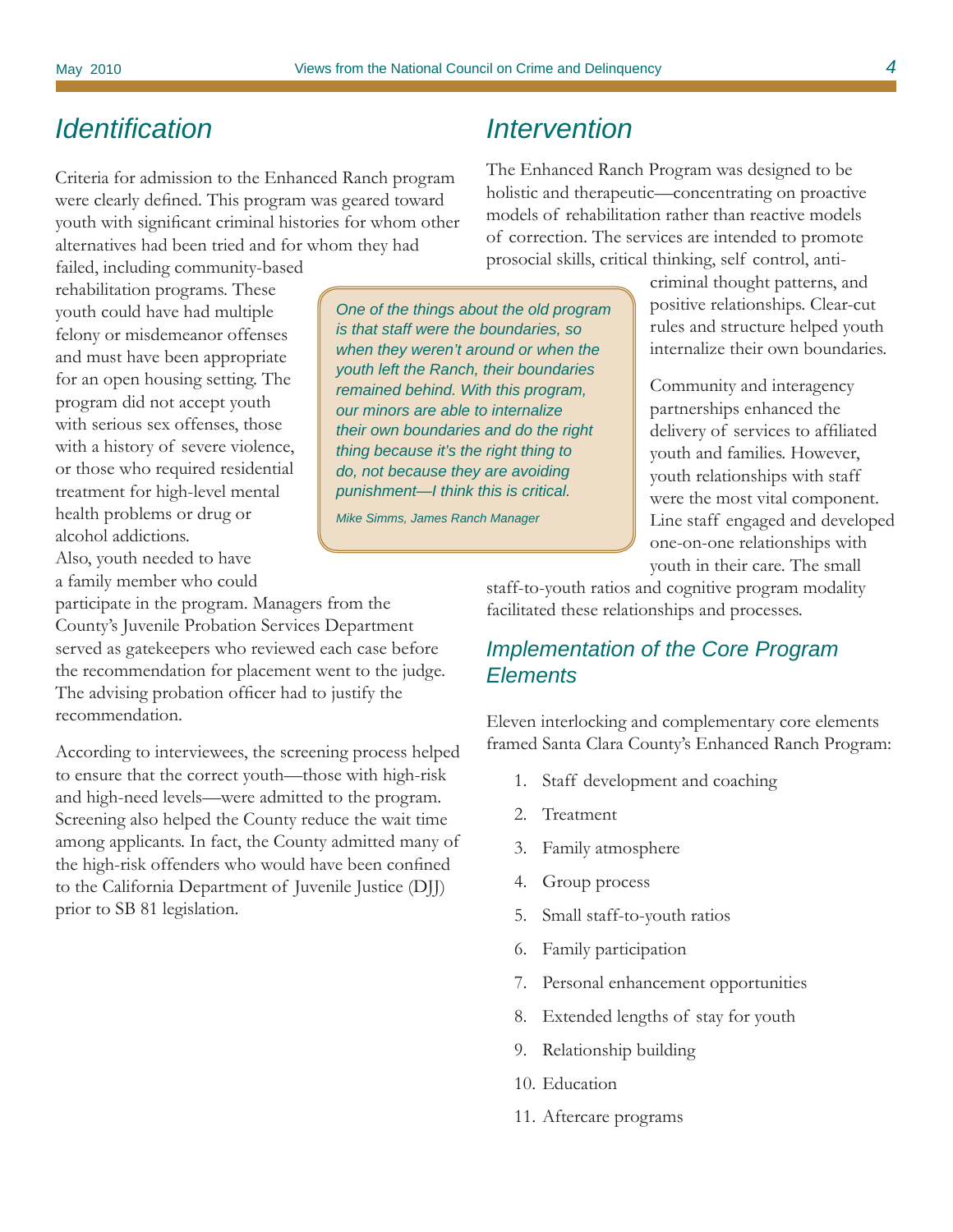## Identification

Criteria for admission to the Enhanced Ranch program were clearly defined. This program was geared toward youth with significant criminal histories for whom other alternatives had been tried and for whom they had failed, including community-based rehabilitation programs. These youth could have had multiple felony or misdemeanor offenses and must have been appropriate for an open housing setting. The program did not accept youth with serious sex offenses, those with a history of severe violence, or those who required residential treatment for high-level mental health problems or drug or alcohol addictions. Also, youth needed to have a family member who could participate in the program. Managers from the County's Juvenile Probation Services Department served as gatekeepers who reviewed each case before the recommendation for placement went to the judge. The advising probation officer had to justify the recommendation.

According to interviewees, the screening process helped to ensure that the correct youth—those with high-risk and high-need levels—were admitted to the program. Screening also helped the County reduce the wait time among applicants. In fact, the County admitted many of the high-risk offenders who would have been confined to the California Department of Juvenile Justice (DJJ) prior to SB 81 legislation.

> *One of the things about the old program is that staff were the boundaries, so when they weren't around or when the youth left the Ranch, their boundaries remained behind. With this program, our minors are able to internalize their own boundaries and do the right thing because it's the right thing to do, not because they are avoiding punishment—I think this is critical.*
>
> *Mike Simms, James Ranch Manager*

## Intervention

The Enhanced Ranch Program was designed to be holistic and therapeutic—concentrating on proactive models of rehabilitation rather than reactive models of correction. The services are intended to promote prosocial skills, critical thinking, self control, anti-criminal thought patterns, and positive relationships. Clear-cut rules and structure helped youth internalize their own boundaries.

Community and interagency partnerships enhanced the delivery of services to affiliated youth and families. However, youth relationships with staff were the most vital component. Line staff engaged and developed one-on-one relationships with youth in their care. The small staff-to-youth ratios and cognitive program modality facilitated these relationships and processes.

### Implementation of the Core Program Elements

Eleven interlocking and complementary core elements framed Santa Clara County's Enhanced Ranch Program:

1. Staff development and coaching
2. Treatment
3. Family atmosphere
4. Group process
5. Small staff-to-youth ratios
6. Family participation
7. Personal enhancement opportunities
8. Extended lengths of stay for youth
9. Relationship building
10. Education
11. Aftercare programs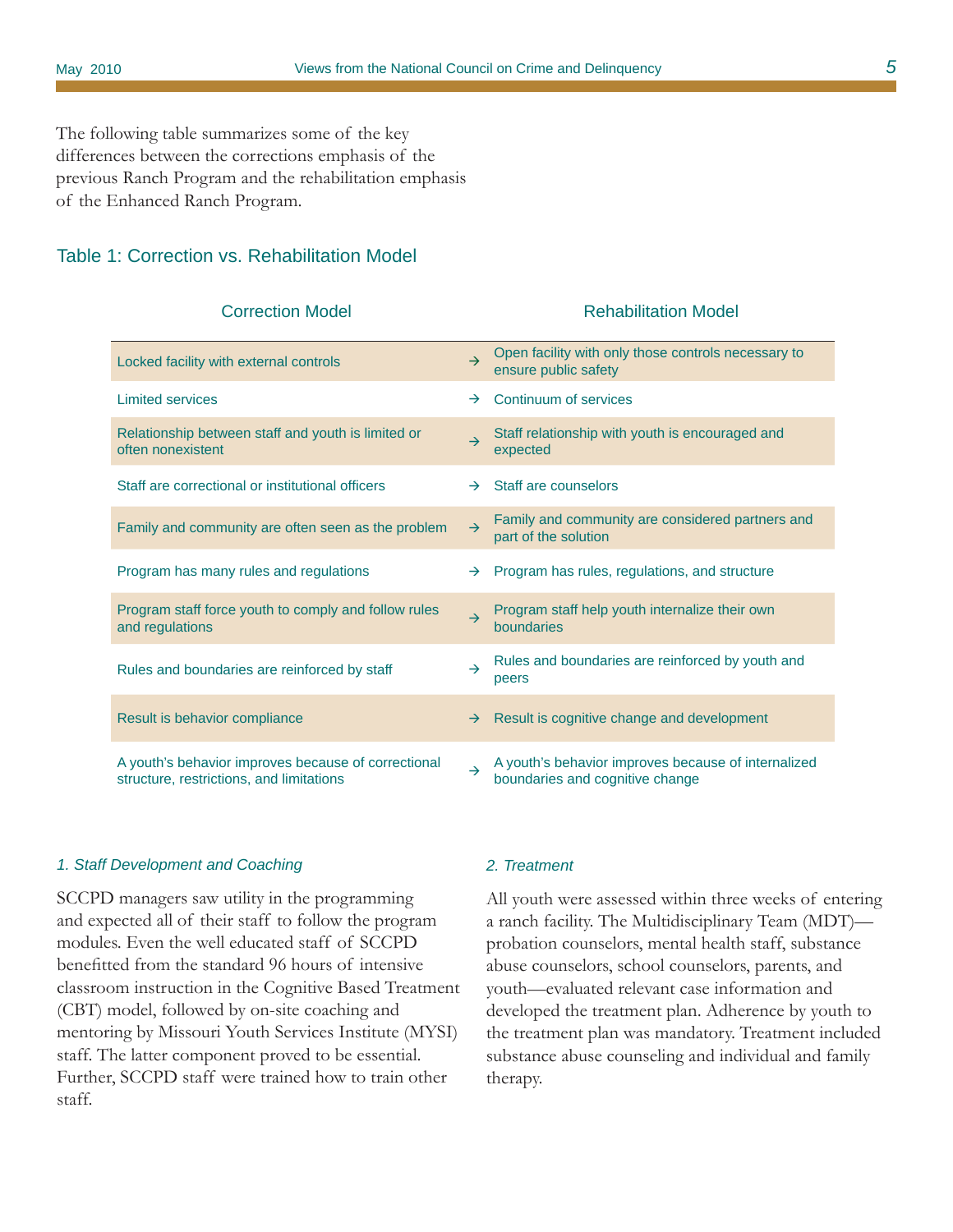The following table summarizes some of the key differences between the corrections emphasis of the previous Ranch Program and the rehabilitation emphasis of the Enhanced Ranch Program.

### Table 1: Correction vs. Rehabilitation Model

| Correction Model | | Rehabilitation Model |
|---|---|---|
| Locked facility with external controls | → | Open facility with only those controls necessary to ensure public safety |
| Limited services | → | Continuum of services |
| Relationship between staff and youth is limited or often nonexistent | → | Staff relationship with youth is encouraged and expected |
| Staff are correctional or institutional officers | → | Staff are counselors |
| Family and community are often seen as the problem | → | Family and community are considered partners and part of the solution |
| Program has many rules and regulations | → | Program has rules, regulations, and structure |
| Program staff force youth to comply and follow rules and regulations | → | Program staff help youth internalize their own boundaries |
| Rules and boundaries are reinforced by staff | → | Rules and boundaries are reinforced by youth and peers |
| Result is behavior compliance | → | Result is cognitive change and development |
| A youth's behavior improves because of correctional structure, restrictions, and limitations | → | A youth's behavior improves because of internalized boundaries and cognitive change |

#### *1. Staff Development and Coaching*

SCCPD managers saw utility in the programming and expected all of their staff to follow the program modules. Even the well educated staff of SCCPD benefitted from the standard 96 hours of intensive classroom instruction in the Cognitive Based Treatment (CBT) model, followed by on-site coaching and mentoring by Missouri Youth Services Institute (MYSI) staff. The latter component proved to be essential. Further, SCCPD staff were trained how to train other staff.

#### *2. Treatment*

All youth were assessed within three weeks of entering a ranch facility. The Multidisciplinary Team (MDT)—probation counselors, mental health staff, substance abuse counselors, school counselors, parents, and youth—evaluated relevant case information and developed the treatment plan. Adherence by youth to the treatment plan was mandatory. Treatment included substance abuse counseling and individual and family therapy.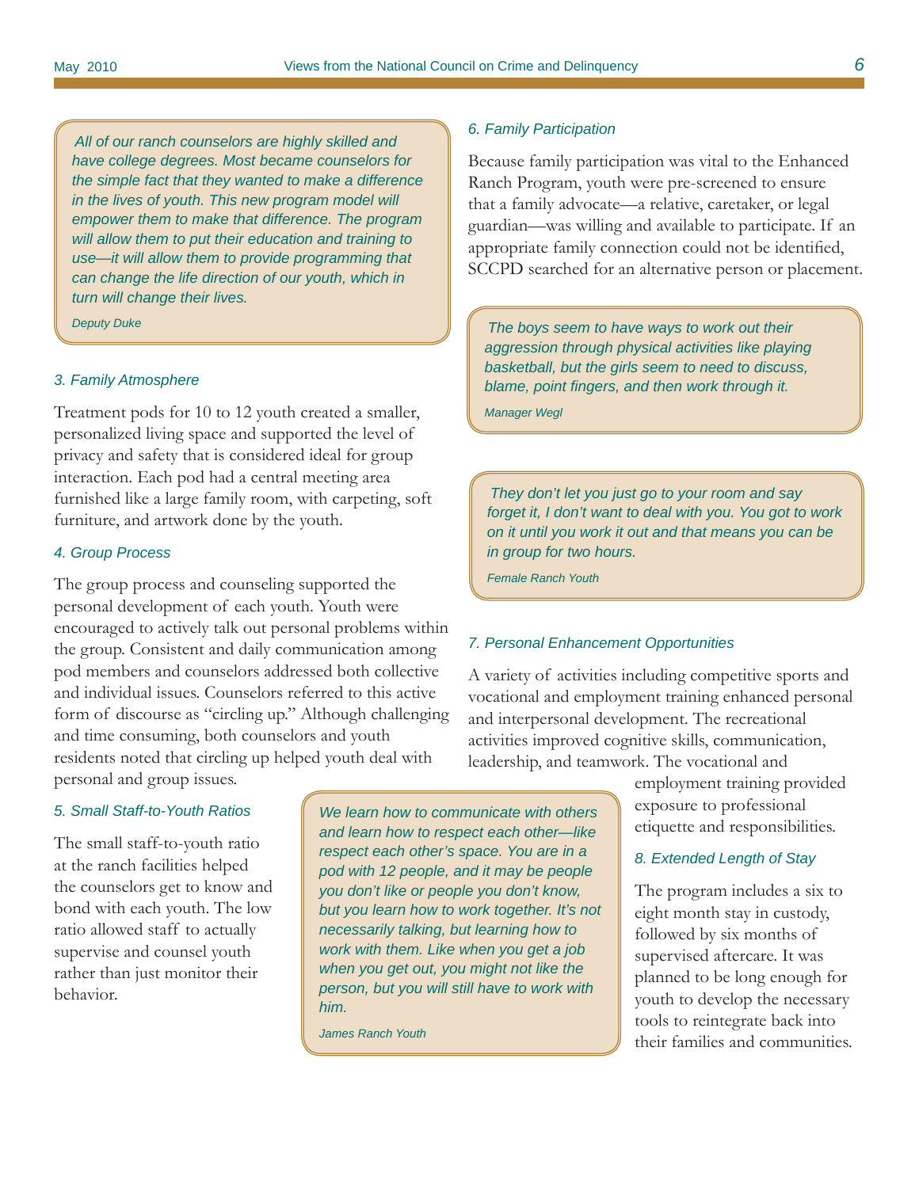> *All of our ranch counselors are highly skilled and have college degrees. Most became counselors for the simple fact that they wanted to make a difference in the lives of youth. This new program model will empower them to make that difference. The program will allow them to put their education and training to use—it will allow them to provide programming that can change the life direction of our youth, which in turn will change their lives.*
>
> *Deputy Duke*

### *3. Family Atmosphere*

Treatment pods for 10 to 12 youth created a smaller, personalized living space and supported the level of privacy and safety that is considered ideal for group interaction. Each pod had a central meeting area furnished like a large family room, with carpeting, soft furniture, and artwork done by the youth.

### *4. Group Process*

The group process and counseling supported the personal development of each youth. Youth were encouraged to actively talk out personal problems within the group. Consistent and daily communication among pod members and counselors addressed both collective and individual issues. Counselors referred to this active form of discourse as "circling up." Although challenging and time consuming, both counselors and youth residents noted that circling up helped youth deal with personal and group issues.

### *5. Small Staff-to-Youth Ratios*

The small staff-to-youth ratio at the ranch facilities helped the counselors get to know and bond with each youth. The low ratio allowed staff to actually supervise and counsel youth rather than just monitor their behavior.

> *We learn how to communicate with others and learn how to respect each other—like respect each other's space. You are in a pod with 12 people, and it may be people you don't like or people you don't know, but you learn how to work together. It's not necessarily talking, but learning how to work with them. Like when you get a job when you get out, you might not like the person, but you will still have to work with him.*
>
> *James Ranch Youth*

### *6. Family Participation*

Because family participation was vital to the Enhanced Ranch Program, youth were pre-screened to ensure that a family advocate—a relative, caretaker, or legal guardian—was willing and available to participate. If an appropriate family connection could not be identified, SCCPD searched for an alternative person or placement.

> *The boys seem to have ways to work out their aggression through physical activities like playing basketball, but the girls seem to need to discuss, blame, point fingers, and then work through it.*
>
> *Manager Wegl*

> *They don't let you just go to your room and say forget it, I don't want to deal with you. You got to work on it until you work it out and that means you can be in group for two hours.*
>
> *Female Ranch Youth*

### *7. Personal Enhancement Opportunities*

A variety of activities including competitive sports and vocational and employment training enhanced personal and interpersonal development. The recreational activities improved cognitive skills, communication, leadership, and teamwork. The vocational and employment training provided exposure to professional etiquette and responsibilities.

### *8. Extended Length of Stay*

The program includes a six to eight month stay in custody, followed by six months of supervised aftercare. It was planned to be long enough for youth to develop the necessary tools to reintegrate back into their families and communities.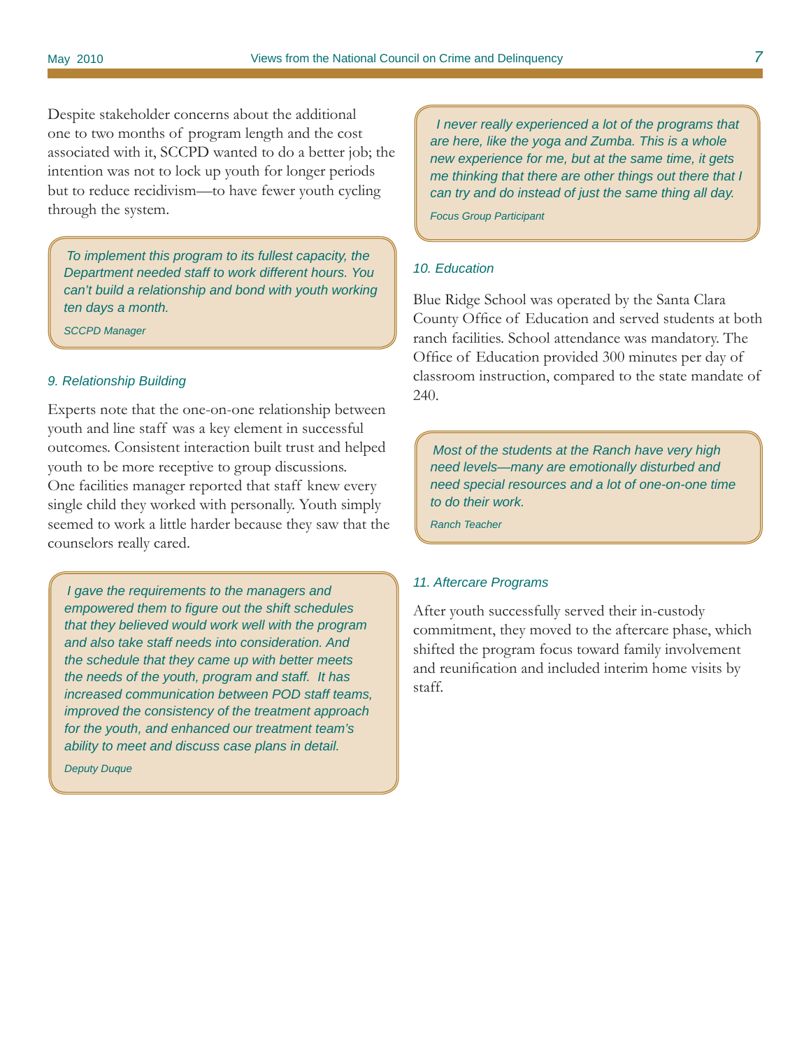Despite stakeholder concerns about the additional one to two months of program length and the cost associated with it, SCCPD wanted to do a better job; the intention was not to lock up youth for longer periods but to reduce recidivism—to have fewer youth cycling through the system.

> *To implement this program to its fullest capacity, the Department needed staff to work different hours. You can't build a relationship and bond with youth working ten days a month.*
>
> *SCCPD Manager*

### *9. Relationship Building*

Experts note that the one-on-one relationship between youth and line staff was a key element in successful outcomes. Consistent interaction built trust and helped youth to be more receptive to group discussions. One facilities manager reported that staff knew every single child they worked with personally. Youth simply seemed to work a little harder because they saw that the counselors really cared.

> *I gave the requirements to the managers and empowered them to figure out the shift schedules that they believed would work well with the program and also take staff needs into consideration. And the schedule that they came up with better meets the needs of the youth, program and staff. It has increased communication between POD staff teams, improved the consistency of the treatment approach for the youth, and enhanced our treatment team's ability to meet and discuss case plans in detail.*
>
> *Deputy Duque*

> *I never really experienced a lot of the programs that are here, like the yoga and Zumba. This is a whole new experience for me, but at the same time, it gets me thinking that there are other things out there that I can try and do instead of just the same thing all day.*
>
> *Focus Group Participant*

### *10. Education*

Blue Ridge School was operated by the Santa Clara County Office of Education and served students at both ranch facilities. School attendance was mandatory. The Office of Education provided 300 minutes per day of classroom instruction, compared to the state mandate of 240.

> *Most of the students at the Ranch have very high need levels—many are emotionally disturbed and need special resources and a lot of one-on-one time to do their work.*
>
> *Ranch Teacher*

### *11. Aftercare Programs*

After youth successfully served their in-custody commitment, they moved to the aftercare phase, which shifted the program focus toward family involvement and reunification and included interim home visits by staff.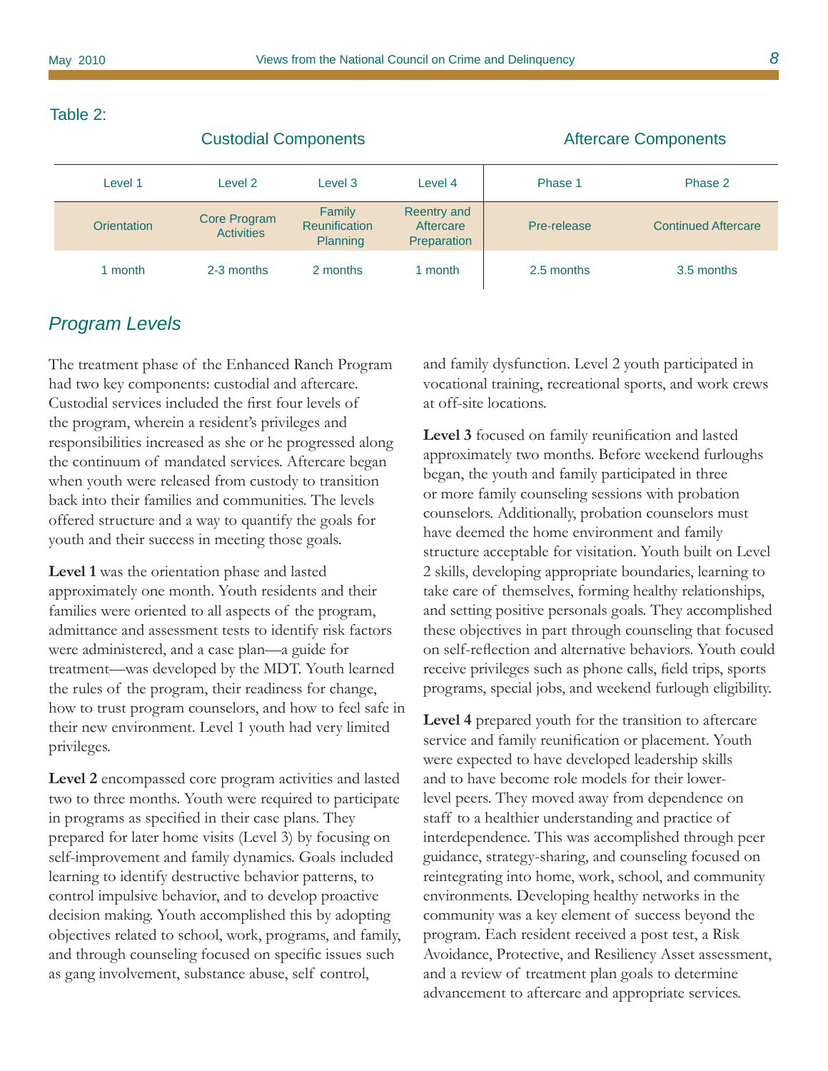Table 2:

| Custodial Components | | | | Aftercare Components | |
|---|---|---|---|---|---|
| Level 1 | Level 2 | Level 3 | Level 4 | Phase 1 | Phase 2 |
| Orientation | Core Program Activities | Family Reunification Planning | Reentry and Aftercare Preparation | Pre-release | Continued Aftercare |
| 1 month | 2-3 months | 2 months | 1 month | 2.5 months | 3.5 months |

## *Program Levels*

The treatment phase of the Enhanced Ranch Program had two key components: custodial and aftercare. Custodial services included the first four levels of the program, wherein a resident's privileges and responsibilities increased as she or he progressed along the continuum of mandated services. Aftercare began when youth were released from custody to transition back into their families and communities. The levels offered structure and a way to quantify the goals for youth and their success in meeting those goals.

**Level 1** was the orientation phase and lasted approximately one month. Youth residents and their families were oriented to all aspects of the program, admittance and assessment tests to identify risk factors were administered, and a case plan—a guide for treatment—was developed by the MDT. Youth learned the rules of the program, their readiness for change, how to trust program counselors, and how to feel safe in their new environment. Level 1 youth had very limited privileges.

**Level 2** encompassed core program activities and lasted two to three months. Youth were required to participate in programs as specified in their case plans. They prepared for later home visits (Level 3) by focusing on self-improvement and family dynamics. Goals included learning to identify destructive behavior patterns, to control impulsive behavior, and to develop proactive decision making. Youth accomplished this by adopting objectives related to school, work, programs, and family, and through counseling focused on specific issues such as gang involvement, substance abuse, self control, and family dysfunction. Level 2 youth participated in vocational training, recreational sports, and work crews at off-site locations.

**Level 3** focused on family reunification and lasted approximately two months. Before weekend furloughs began, the youth and family participated in three or more family counseling sessions with probation counselors. Additionally, probation counselors must have deemed the home environment and family structure acceptable for visitation. Youth built on Level 2 skills, developing appropriate boundaries, learning to take care of themselves, forming healthy relationships, and setting positive personals goals. They accomplished these objectives in part through counseling that focused on self-reflection and alternative behaviors. Youth could receive privileges such as phone calls, field trips, sports programs, special jobs, and weekend furlough eligibility.

**Level 4** prepared youth for the transition to aftercare service and family reunification or placement. Youth were expected to have developed leadership skills and to have become role models for their lower-level peers. They moved away from dependence on staff to a healthier understanding and practice of interdependence. This was accomplished through peer guidance, strategy-sharing, and counseling focused on reintegrating into home, work, school, and community environments. Developing healthy networks in the community was a key element of success beyond the program. Each resident received a post test, a Risk Avoidance, Protective, and Resiliency Asset assessment, and a review of treatment plan goals to determine advancement to aftercare and appropriate services.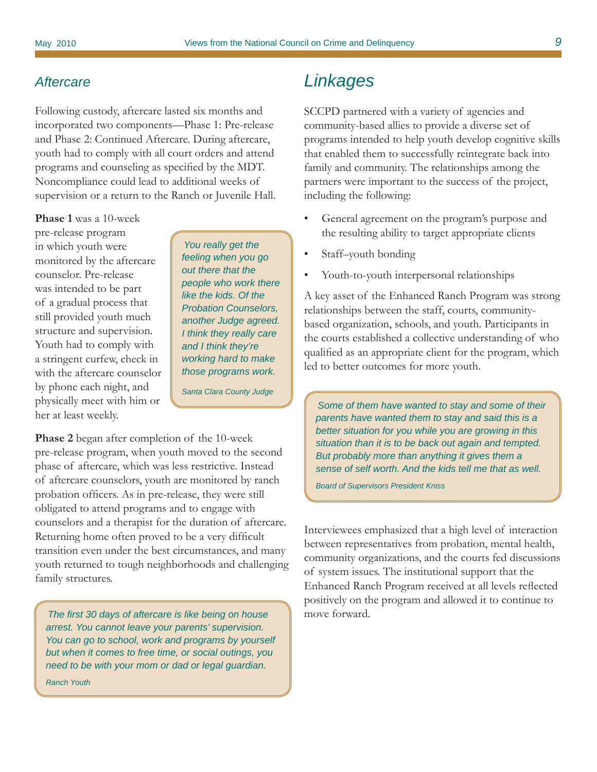## Aftercare

Following custody, aftercare lasted six months and incorporated two components—Phase 1: Pre-release and Phase 2: Continued Aftercare. During aftercare, youth had to comply with all court orders and attend programs and counseling as specified by the MDT. Noncompliance could lead to additional weeks of supervision or a return to the Ranch or Juvenile Hall.

**Phase 1** was a 10-week pre-release program in which youth were monitored by the aftercare counselor. Pre-release was intended to be part of a gradual process that still provided youth much structure and supervision. Youth had to comply with a stringent curfew, check in with the aftercare counselor by phone each night, and physically meet with him or her at least weekly.

> *You really get the feeling when you go out there that the people who work there like the kids. Of the Probation Counselors, another Judge agreed. I think they really care and I think they're working hard to make those programs work.*
>
> *Santa Clara County Judge*

**Phase 2** began after completion of the 10-week pre-release program, when youth moved to the second phase of aftercare, which was less restrictive. Instead of aftercare counselors, youth are monitored by ranch probation officers. As in pre-release, they were still obligated to attend programs and to engage with counselors and a therapist for the duration of aftercare. Returning home often proved to be a very difficult transition even under the best circumstances, and many youth returned to tough neighborhoods and challenging family structures.

> *The first 30 days of aftercare is like being on house arrest. You cannot leave your parents' supervision. You can go to school, work and programs by yourself but when it comes to free time, or social outings, you need to be with your mom or dad or legal guardian.*
>
> *Ranch Youth*

# Linkages

SCCPD partnered with a variety of agencies and community-based allies to provide a diverse set of programs intended to help youth develop cognitive skills that enabled them to successfully reintegrate back into family and community. The relationships among the partners were important to the success of the project, including the following:

- General agreement on the program's purpose and the resulting ability to target appropriate clients
- Staff–youth bonding
- Youth-to-youth interpersonal relationships

A key asset of the Enhanced Ranch Program was strong relationships between the staff, courts, community-based organization, schools, and youth. Participants in the courts established a collective understanding of who qualified as an appropriate client for the program, which led to better outcomes for more youth.

> *Some of them have wanted to stay and some of their parents have wanted them to stay and said this is a better situation for you while you are growing in this situation than it is to be back out again and tempted. But probably more than anything it gives them a sense of self worth. And the kids tell me that as well.*
>
> *Board of Supervisors President Kniss*

Interviewees emphasized that a high level of interaction between representatives from probation, mental health, community organizations, and the courts fed discussions of system issues. The institutional support that the Enhanced Ranch Program received at all levels reflected positively on the program and allowed it to continue to move forward.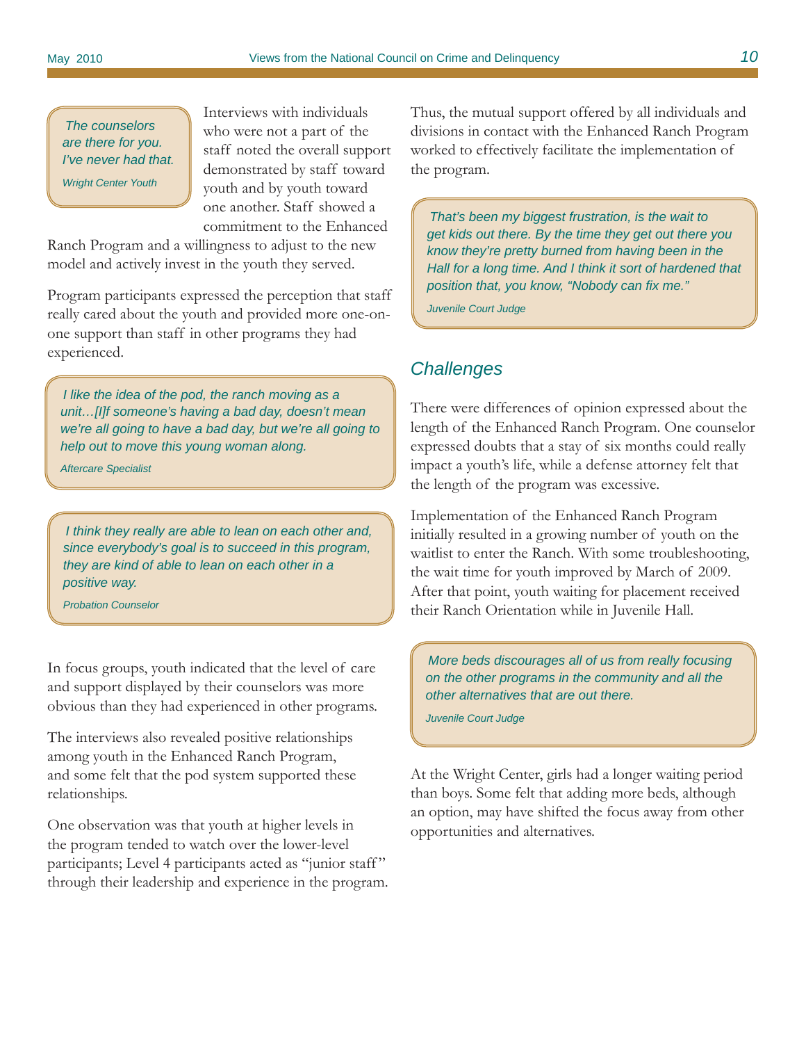> *The counselors are there for you. I've never had that.*
>
> *Wright Center Youth*

Interviews with individuals who were not a part of the staff noted the overall support demonstrated by staff toward youth and by youth toward one another. Staff showed a commitment to the Enhanced Ranch Program and a willingness to adjust to the new model and actively invest in the youth they served.

Program participants expressed the perception that staff really cared about the youth and provided more one-on-one support than staff in other programs they had experienced.

> *I like the idea of the pod, the ranch moving as a unit…[I]f someone's having a bad day, doesn't mean we're all going to have a bad day, but we're all going to help out to move this young woman along.*
>
> *Aftercare Specialist*

> *I think they really are able to lean on each other and, since everybody's goal is to succeed in this program, they are kind of able to lean on each other in a positive way.*
>
> *Probation Counselor*

In focus groups, youth indicated that the level of care and support displayed by their counselors was more obvious than they had experienced in other programs.

The interviews also revealed positive relationships among youth in the Enhanced Ranch Program, and some felt that the pod system supported these relationships.

One observation was that youth at higher levels in the program tended to watch over the lower-level participants; Level 4 participants acted as "junior staff" through their leadership and experience in the program.

Thus, the mutual support offered by all individuals and divisions in contact with the Enhanced Ranch Program worked to effectively facilitate the implementation of the program.

> *That's been my biggest frustration, is the wait to get kids out there. By the time they get out there you know they're pretty burned from having been in the Hall for a long time. And I think it sort of hardened that position that, you know, "Nobody can fix me."*
>
> *Juvenile Court Judge*

## *Challenges*

There were differences of opinion expressed about the length of the Enhanced Ranch Program. One counselor expressed doubts that a stay of six months could really impact a youth's life, while a defense attorney felt that the length of the program was excessive.

Implementation of the Enhanced Ranch Program initially resulted in a growing number of youth on the waitlist to enter the Ranch. With some troubleshooting, the wait time for youth improved by March of 2009. After that point, youth waiting for placement received their Ranch Orientation while in Juvenile Hall.

> *More beds discourages all of us from really focusing on the other programs in the community and all the other alternatives that are out there.*
>
> *Juvenile Court Judge*

At the Wright Center, girls had a longer waiting period than boys. Some felt that adding more beds, although an option, may have shifted the focus away from other opportunities and alternatives.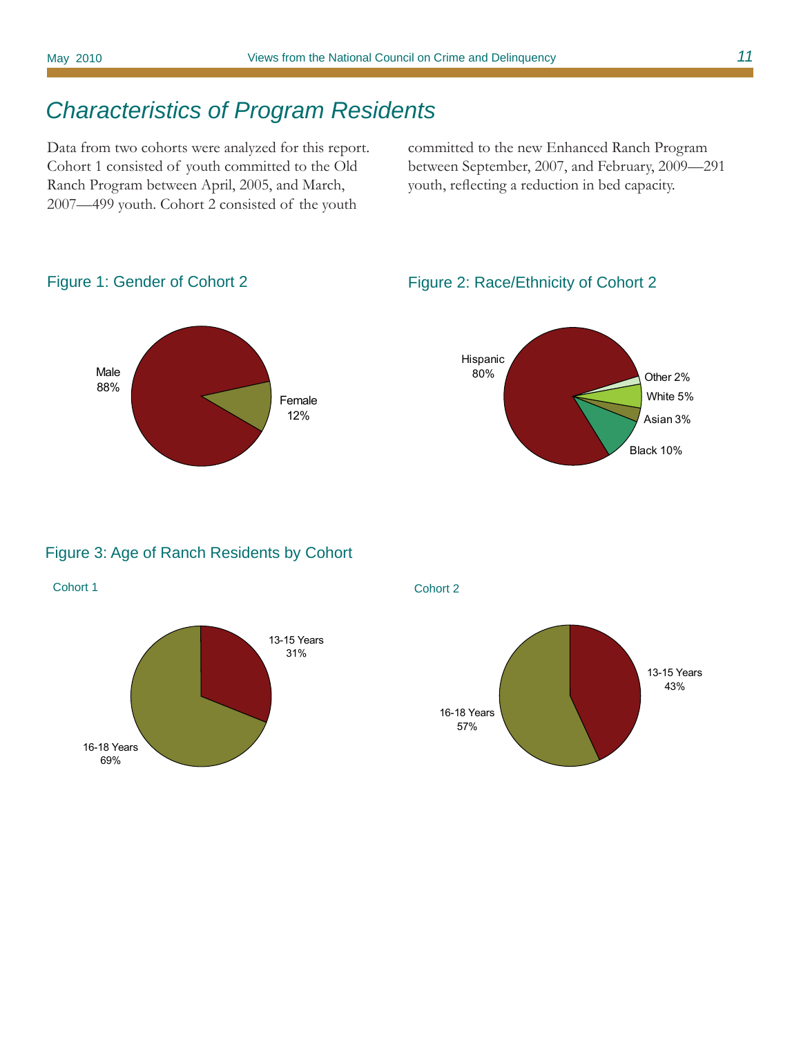## Characteristics of Program Residents

Data from two cohorts were analyzed for this report. Cohort 1 consisted of youth committed to the Old Ranch Program between April, 2005, and March, 2007—499 youth. Cohort 2 consisted of the youth committed to the new Enhanced Ranch Program between September, 2007, and February, 2009—291 youth, reflecting a reduction in bed capacity.

### Figure 1: Gender of Cohort 2

Male 88%

Female 12%

### Figure 2: Race/Ethnicity of Cohort 2

Hispanic 80%

Other 2%

White 5%

Asian 3%

Black 10%

### Figure 3: Age of Ranch Residents by Cohort

Cohort 1

13-15 Years 31%

16-18 Years 69%

Cohort 2

13-15 Years 43%

16-18 Years 57%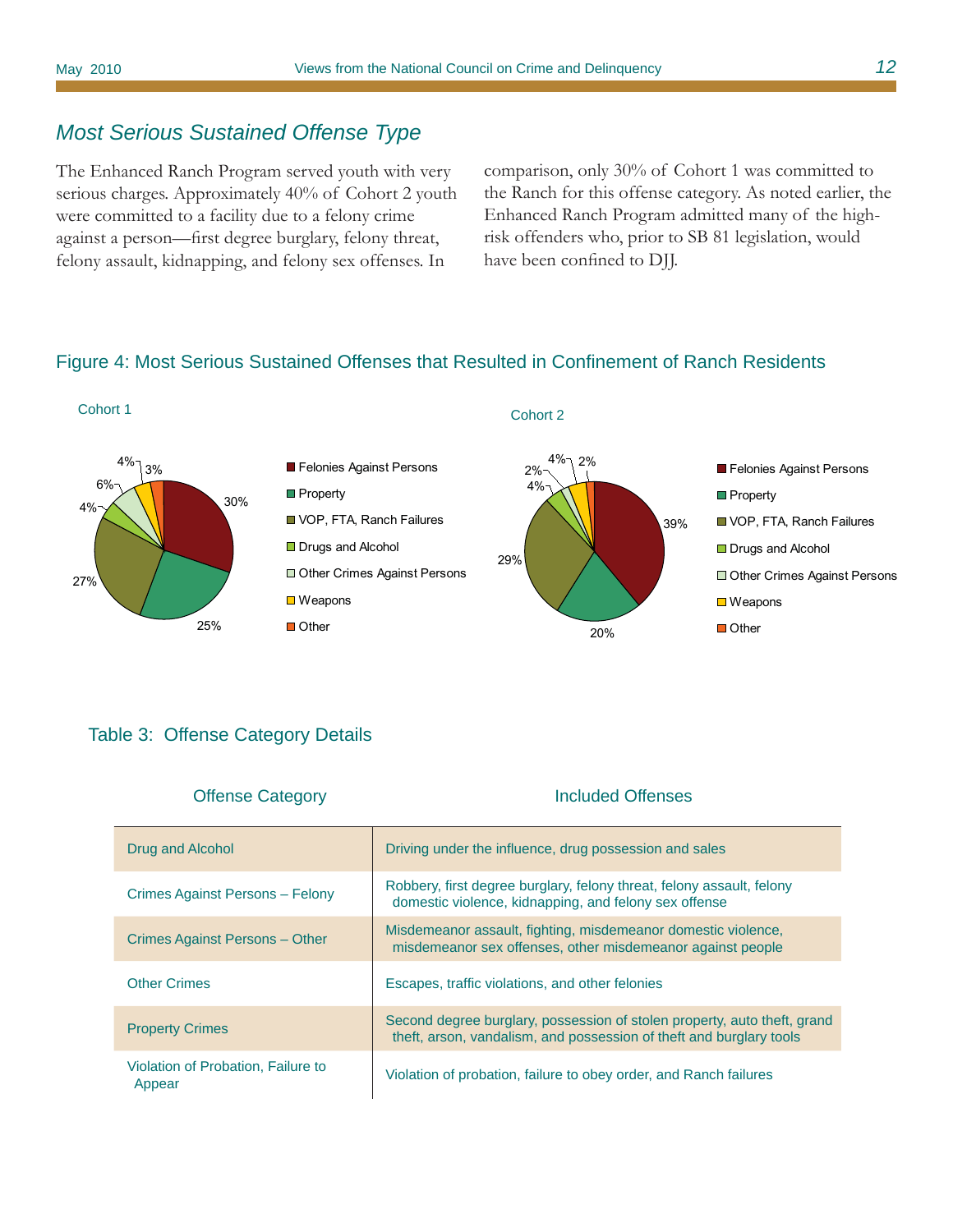## *Most Serious Sustained Offense Type*

The Enhanced Ranch Program served youth with very serious charges. Approximately 40% of Cohort 2 youth were committed to a facility due to a felony crime against a person—first degree burglary, felony threat, felony assault, kidnapping, and felony sex offenses. In comparison, only 30% of Cohort 1 was committed to the Ranch for this offense category. As noted earlier, the Enhanced Ranch Program admitted many of the high-risk offenders who, prior to SB 81 legislation, would have been confined to DJJ.

### Figure 4: Most Serious Sustained Offenses that Resulted in Confinement of Ranch Residents

| Offense | Cohort 1 | Cohort 2 |
|---|---|---|
| Felonies Against Persons | 30% | 39% |
| Property | 25% | 20% |
| VOP, FTA, Ranch Failures | 27% | 29% |
| Drugs and Alcohol | 4% | 4% |
| Other Crimes Against Persons | 6% | 2% |
| Weapons | 4% | 4% |
| Other | 3% | 2% |

### Table 3: Offense Category Details

| Offense Category | Included Offenses |
|---|---|
| Drug and Alcohol | Driving under the influence, drug possession and sales |
| Crimes Against Persons – Felony | Robbery, first degree burglary, felony threat, felony assault, felony domestic violence, kidnapping, and felony sex offense |
| Crimes Against Persons – Other | Misdemeanor assault, fighting, misdemeanor domestic violence, misdemeanor sex offenses, other misdemeanor against people |
| Other Crimes | Escapes, traffic violations, and other felonies |
| Property Crimes | Second degree burglary, possession of stolen property, auto theft, grand theft, arson, vandalism, and possession of theft and burglary tools |
| Violation of Probation, Failure to Appear | Violation of probation, failure to obey order, and Ranch failures |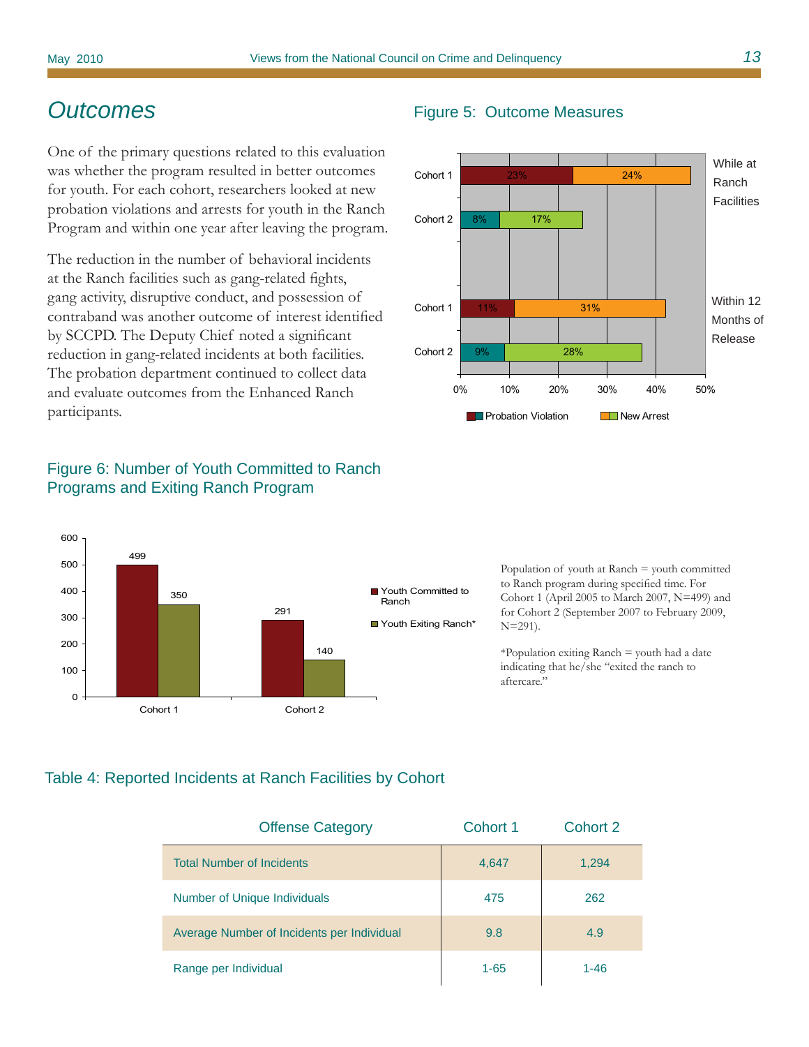## Outcomes

One of the primary questions related to this evaluation was whether the program resulted in better outcomes for youth. For each cohort, researchers looked at new probation violations and arrests for youth in the Ranch Program and within one year after leaving the program.

The reduction in the number of behavioral incidents at the Ranch facilities such as gang-related fights, gang activity, disruptive conduct, and possession of contraband was another outcome of interest identified by SCCPD. The Deputy Chief noted a significant reduction in gang-related incidents at both facilities. The probation department continued to collect data and evaluate outcomes from the Enhanced Ranch participants.

### Figure 5: Outcome Measures

| | | Probation Violation | New Arrest |
|---|---|---|---|
| While at Ranch Facilities | Cohort 1 | 23% | 24% |
| | Cohort 2 | 8% | 17% |
| Within 12 Months of Release | Cohort 1 | 11% | 31% |
| | Cohort 2 | 9% | 28% |

### Figure 6: Number of Youth Committed to Ranch Programs and Exiting Ranch Program

| | Youth Committed to Ranch | Youth Exiting Ranch* |
|---|---|---|
| Cohort 1 | 499 | 350 |
| Cohort 2 | 291 | 140 |

Population of youth at Ranch = youth committed to Ranch program during specified time. For Cohort 1 (April 2005 to March 2007, N=499) and for Cohort 2 (September 2007 to February 2009, N=291).

*Population exiting Ranch = youth had a date indicating that he/she "exited the ranch to aftercare."

### Table 4: Reported Incidents at Ranch Facilities by Cohort

| Offense Category | Cohort 1 | Cohort 2 |
|---|---|---|
| Total Number of Incidents | 4,647 | 1,294 |
| Number of Unique Individuals | 475 | 262 |
| Average Number of Incidents per Individual | 9.8 | 4.9 |
| Range per Individual | 1-65 | 1-46 |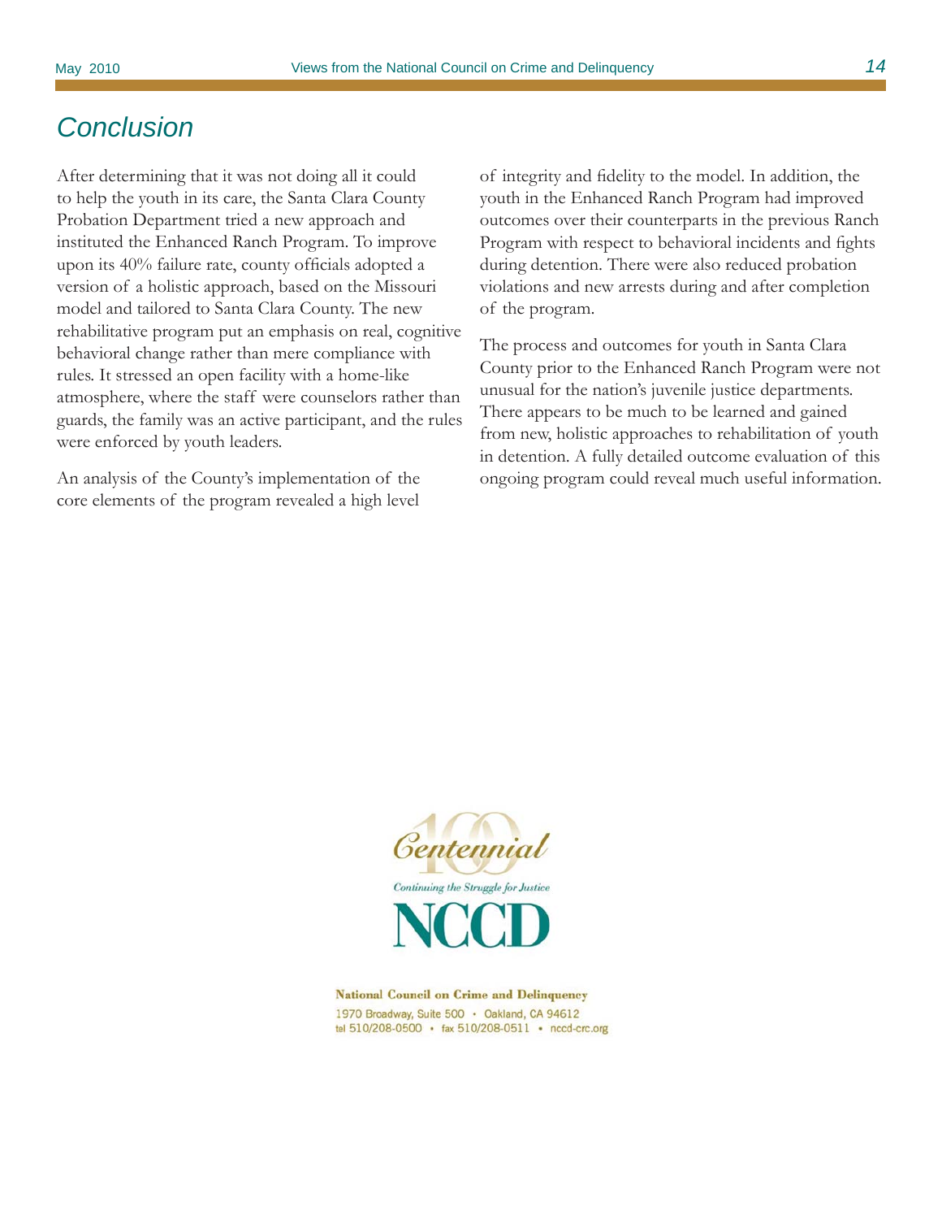## Conclusion

After determining that it was not doing all it could to help the youth in its care, the Santa Clara County Probation Department tried a new approach and instituted the Enhanced Ranch Program. To improve upon its 40% failure rate, county officials adopted a version of a holistic approach, based on the Missouri model and tailored to Santa Clara County. The new rehabilitative program put an emphasis on real, cognitive behavioral change rather than mere compliance with rules. It stressed an open facility with a home-like atmosphere, where the staff were counselors rather than guards, the family was an active participant, and the rules were enforced by youth leaders.

An analysis of the County's implementation of the core elements of the program revealed a high level of integrity and fidelity to the model. In addition, the youth in the Enhanced Ranch Program had improved outcomes over their counterparts in the previous Ranch Program with respect to behavioral incidents and fights during detention. There were also reduced probation violations and new arrests during and after completion of the program.

The process and outcomes for youth in Santa Clara County prior to the Enhanced Ranch Program were not unusual for the nation's juvenile justice departments. There appears to be much to be learned and gained from new, holistic approaches to rehabilitation of youth in detention. A fully detailed outcome evaluation of this ongoing program could reveal much useful information.

Centennial

*Continuing the Struggle for Justice*

NCCD

**National Council on Crime and Delinquency**

1970 Broadway, Suite 500 • Oakland, CA 94612

tel 510/208-0500 • fax 510/208-0511 • nccd-crc.org